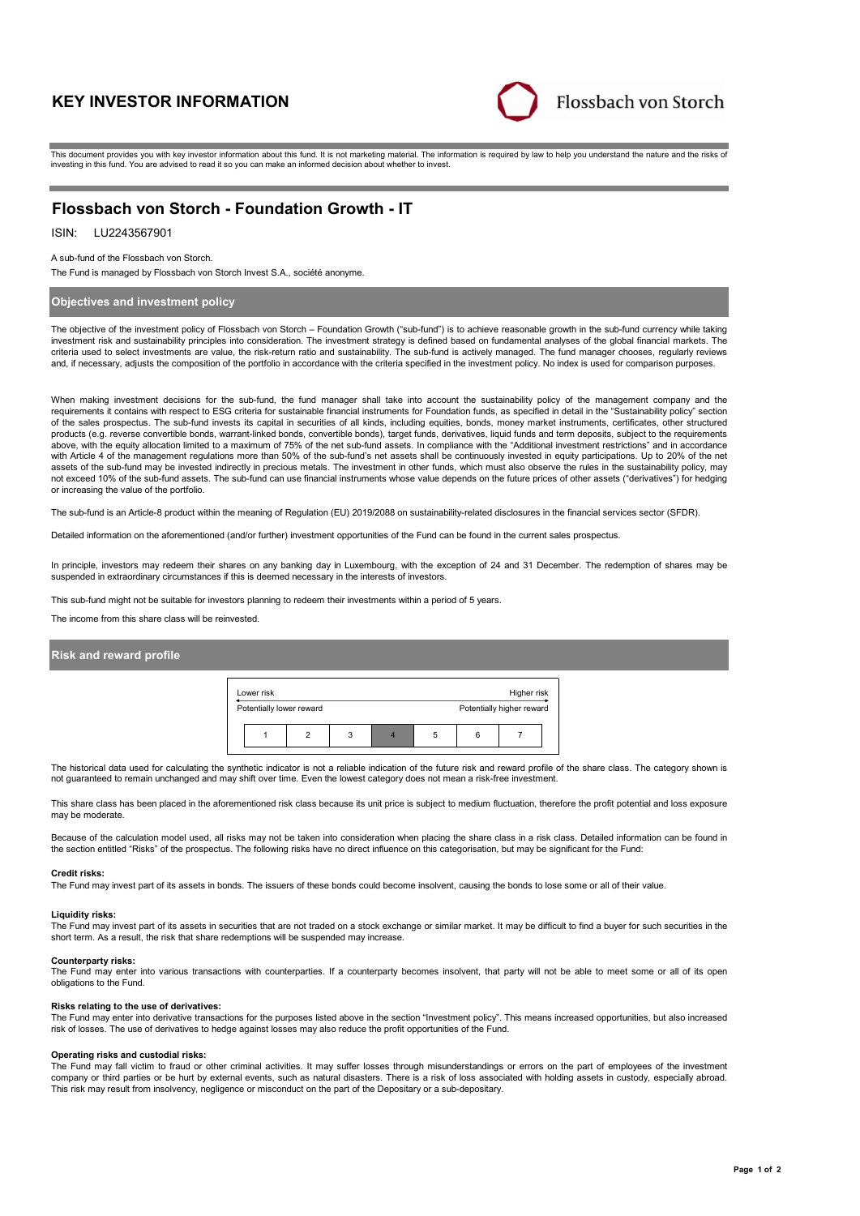# KEY INVESTOR INFORMATION

Flossbach von Storch

This document provides you with key investor information about this fund. It is not marketing material. The information is required by law to help you understand the nature and the risks of investing in this fund. You are advised to read it so you can make an informed decision about whether to invest.

## Flossbach von Storch - Foundation Growth - IT

ISIN: LU2243567901

A sub-fund of the Flossbach von Storch.

The Fund is managed by Flossbach von Storch Invest S.A., société anonyme.

### Objectives and investment policy

The objective of the investment policy of Flossbach von Storch – Foundation Growth ("sub-fund") is to achieve reasonable growth in the sub-fund currency while taking investment risk and sustainability principles into consideration. The investment strategy is defined based on fundamental analyses of the global financial markets. The criteria used to select investments are value, the risk-return ratio and sustainability. The sub-fund is actively managed. The fund manager chooses, regularly reviews and, if necessary, adjusts the composition of the portfolio in accordance with the criteria specified in the investment policy. No index is used for comparison purposes.

When making investment decisions for the sub-fund, the fund manager shall take into account the sustainability policy of the management company and the requirements it contains with respect to ESG criteria for sustainable financial instruments for Foundation funds, as specified in detail in the "Sustainability policy" section of the sales prospectus. The sub-fund invests its capital in securities of all kinds, including equities, bonds, money market instruments, certificates, other structured products (e.g. reverse convertible bonds, warrant-linked bonds, convertible bonds), target funds, derivatives, liquid funds and term deposits, subject to the requirements above, with the equity allocation limited to a maximum of 75% of the net sub-fund assets. In compliance with the "Additional investment restrictions" and in accordance with Article 4 of the management regulations more than 50% of the sub-fund's net assets shall be continuously invested in equity participations. Up to 20% of the net assets of the sub-fund may be invested indirectly in precious metals. The investment in other funds, which must also observe the rules in the sustainability policy, may not exceed 10% of the sub-fund assets. The sub-fund can use financial instruments whose value depends on the future prices of other assets ("derivatives") for hedging or increasing the value of the portfolio.

The sub-fund is an Article-8 product within the meaning of Regulation (EU) 2019/2088 on sustainability-related disclosures in the financial services sector (SFDR).

Detailed information on the aforementioned (and/or further) investment opportunities of the Fund can be found in the current sales prospectus.

In principle, investors may redeem their shares on any banking day in Luxembourg, with the exception of 24 and 31 December. The redemption of shares may be suspended in extraordinary circumstances if this is deemed necessary in the interests of investors.

This sub-fund might not be suitable for investors planning to redeem their investments within a period of 5 years.

The income from this share class will be reinvested.

### Risk and reward profile

| Lower risk | | | | | | Higher risk |
|---|---|---|---|---|---|---|
| Potentially lower reward | | | | | | Potentially higher reward |
| 1 | 2 | 3 | **4** | 5 | 6 | 7 |

The historical data used for calculating the synthetic indicator is not a reliable indication of the future risk and reward profile of the share class. The category shown is not guaranteed to remain unchanged and may shift over time. Even the lowest category does not mean a risk-free investment.

This share class has been placed in the aforementioned risk class because its unit price is subject to medium fluctuation, therefore the profit potential and loss exposure may be moderate.

Because of the calculation model used, all risks may not be taken into consideration when placing the share class in a risk class. Detailed information can be found in the section entitled "Risks" of the prospectus. The following risks have no direct influence on this categorisation, but may be significant for the Fund:

**Credit risks:**
The Fund may invest part of its assets in bonds. The issuers of these bonds could become insolvent, causing the bonds to lose some or all of their value.

**Liquidity risks:**
The Fund may invest part of its assets in securities that are not traded on a stock exchange or similar market. It may be difficult to find a buyer for such securities in the short term. As a result, the risk that share redemptions will be suspended may increase.

**Counterparty risks:**
The Fund may enter into various transactions with counterparties. If a counterparty becomes insolvent, that party will not be able to meet some or all of its open obligations to the Fund.

**Risks relating to the use of derivatives:**
The Fund may enter into derivative transactions for the purposes listed above in the section "Investment policy". This means increased opportunities, but also increased risk of losses. The use of derivatives to hedge against losses may also reduce the profit opportunities of the Fund.

**Operating risks and custodial risks:**
The Fund may fall victim to fraud or other criminal activities. It may suffer losses through misunderstandings or errors on the part of employees of the investment company or third parties or be hurt by external events, such as natural disasters. There is a risk of loss associated with holding assets in custody, especially abroad. This risk may result from insolvency, negligence or misconduct on the part of the Depositary or a sub-depositary.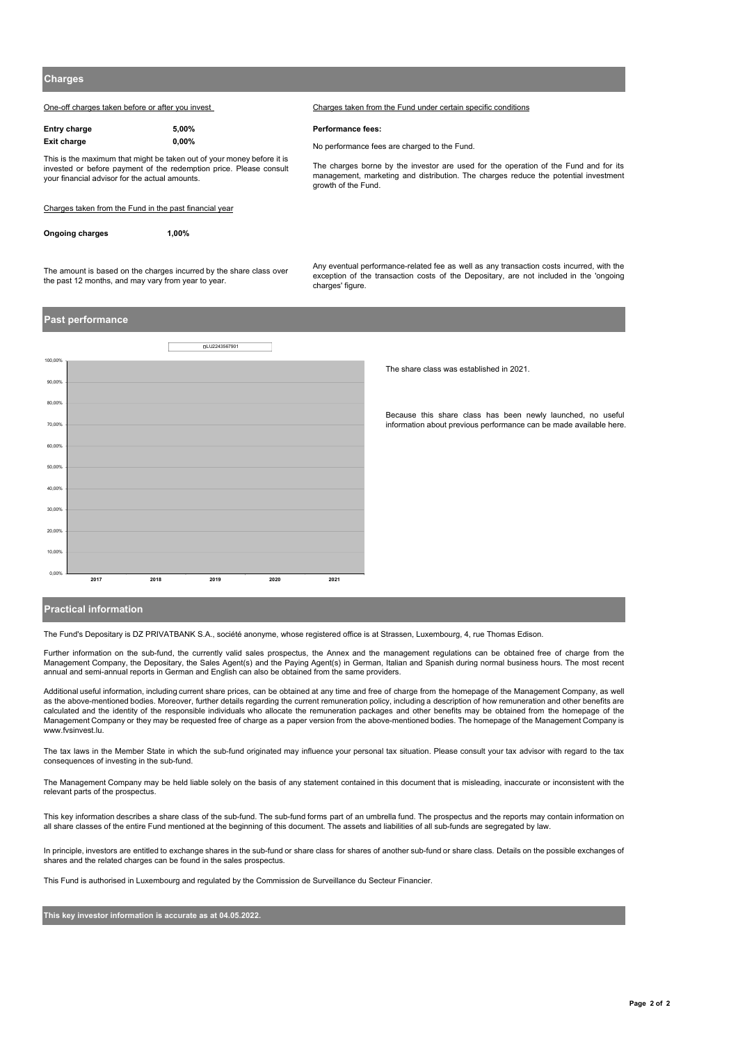## Charges

One-off charges taken before or after you invest

| | |
|---|---|
| **Entry charge** | **5,00%** |
| **Exit charge** | **0,00%** |

This is the maximum that might be taken out of your money before it is invested or before payment of the redemption price. Please consult your financial advisor for the actual amounts.

Charges taken from the Fund in the past financial year

| | |
|---|---|
| **Ongoing charges** | **1,00%** |

The amount is based on the charges incurred by the share class over the past 12 months, and may vary from year to year.

Charges taken from the Fund under certain specific conditions

**Performance fees:**

No performance fees are charged to the Fund.

The charges borne by the investor are used for the operation of the Fund and for its management, marketing and distribution. The charges reduce the potential investment growth of the Fund.

Any eventual performance-related fee as well as any transaction costs incurred, with the exception of the transaction costs of the Depositary, are not included in the 'ongoing charges' figure.

## Past performance

LU2243567901

100,00%
90,00%
80,00%
70,00%
60,00%
50,00%
40,00%
30,00%
20,00%
10,00%
0,00%

2017 2018 2019 2020 2021

The share class was established in 2021.

Because this share class has been newly launched, no useful information about previous performance can be made available here.

## Practical information

The Fund's Depositary is DZ PRIVATBANK S.A., société anonyme, whose registered office is at Strassen, Luxembourg, 4, rue Thomas Edison.

Further information on the sub-fund, the currently valid sales prospectus, the Annex and the management regulations can be obtained free of charge from the Management Company, the Depositary, the Sales Agent(s) and the Paying Agent(s) in German, Italian and Spanish during normal business hours. The most recent annual and semi-annual reports in German and English can also be obtained from the same providers.

Additional useful information, including current share prices, can be obtained at any time and free of charge from the homepage of the Management Company, as well as the above-mentioned bodies. Moreover, further details regarding the current remuneration policy, including a description of how remuneration and other benefits are calculated and the identity of the responsible individuals who allocate the remuneration packages and other benefits may be obtained from the homepage of the Management Company or they may be requested free of charge as a paper version from the above-mentioned bodies. The homepage of the Management Company is www.fvsinvest.lu.

The tax laws in the Member State in which the sub-fund originated may influence your personal tax situation. Please consult your tax advisor with regard to the tax consequences of investing in the sub-fund.

The Management Company may be held liable solely on the basis of any statement contained in this document that is misleading, inaccurate or inconsistent with the relevant parts of the prospectus.

This key information describes a share class of the sub-fund. The sub-fund forms part of an umbrella fund. The prospectus and the reports may contain information on all share classes of the entire Fund mentioned at the beginning of this document. The assets and liabilities of all sub-funds are segregated by law.

In principle, investors are entitled to exchange shares in the sub-fund or share class for shares of another sub-fund or share class. Details on the possible exchanges of shares and the related charges can be found in the sales prospectus.

This Fund is authorised in Luxembourg and regulated by the Commission de Surveillance du Secteur Financier.

**This key investor information is accurate as at 04.05.2022.**